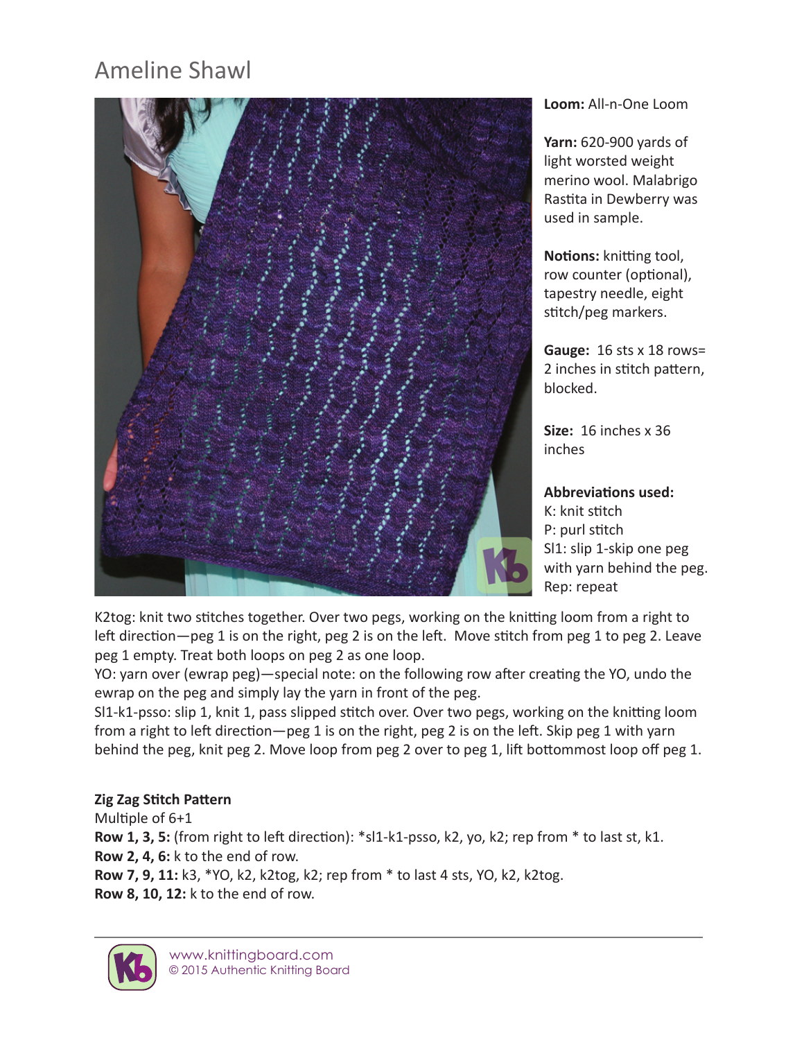# Ameline Shawl

**Loom:** All-n-One Loom

**Yarn:** 620-900 yards of light worsted weight merino wool. Malabrigo Rastita in Dewberry was used in sample.

**Notions:** knitting tool, row counter (optional), tapestry needle, eight stitch/peg markers.

**Gauge:** 16 sts x 18 rows= 2 inches in stitch pattern, blocked.

**Size:** 16 inches x 36 inches

**Abbreviations used:**
K: knit stitch
P: purl stitch
Sl1: slip 1-skip one peg with yarn behind the peg.
Rep: repeat
K2tog: knit two stitches together. Over two pegs, working on the knitting loom from a right to left direction—peg 1 is on the right, peg 2 is on the left. Move stitch from peg 1 to peg 2. Leave peg 1 empty. Treat both loops on peg 2 as one loop.
YO: yarn over (ewrap peg)—special note: on the following row after creating the YO, undo the ewrap on the peg and simply lay the yarn in front of the peg.
Sl1-k1-psso: slip 1, knit 1, pass slipped stitch over. Over two pegs, working on the knitting loom from a right to left direction—peg 1 is on the right, peg 2 is on the left. Skip peg 1 with yarn behind the peg, knit peg 2. Move loop from peg 2 over to peg 1, lift bottommost loop off peg 1.

**Zig Zag Stitch Pattern**
Multiple of 6+1
**Row 1, 3, 5:** (from right to left direction): *sl1-k1-psso, k2, yo, k2; rep from * to last st, k1.
**Row 2, 4, 6:** k to the end of row.
**Row 7, 9, 11:** k3, *YO, k2, k2tog, k2; rep from * to last 4 sts, YO, k2, k2tog.
**Row 8, 10, 12:** k to the end of row.

www.knittingboard.com
© 2015 Authentic Knitting Board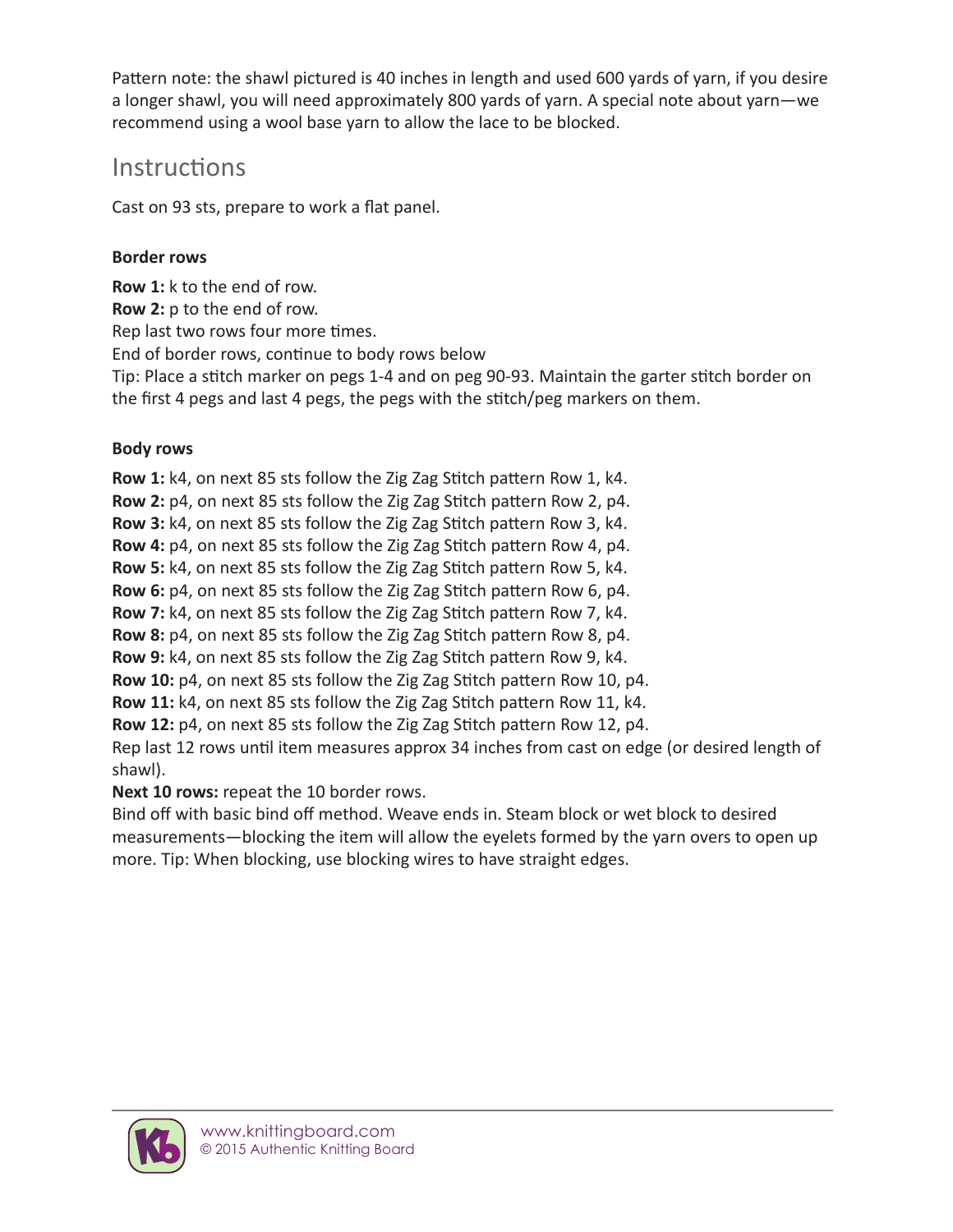Pattern note: the shawl pictured is 40 inches in length and used 600 yards of yarn, if you desire a longer shawl, you will need approximately 800 yards of yarn. A special note about yarn—we recommend using a wool base yarn to allow the lace to be blocked.

## Instructions

Cast on 93 sts, prepare to work a flat panel.

**Border rows**

**Row 1:** k to the end of row.  
**Row 2:** p to the end of row.  
Rep last two rows four more times.  
End of border rows, continue to body rows below  
Tip: Place a stitch marker on pegs 1-4 and on peg 90-93. Maintain the garter stitch border on the first 4 pegs and last 4 pegs, the pegs with the stitch/peg markers on them.

**Body rows**

**Row 1:** k4, on next 85 sts follow the Zig Zag Stitch pattern Row 1, k4.  
**Row 2:** p4, on next 85 sts follow the Zig Zag Stitch pattern Row 2, p4.  
**Row 3:** k4, on next 85 sts follow the Zig Zag Stitch pattern Row 3, k4.  
**Row 4:** p4, on next 85 sts follow the Zig Zag Stitch pattern Row 4, p4.  
**Row 5:** k4, on next 85 sts follow the Zig Zag Stitch pattern Row 5, k4.  
**Row 6:** p4, on next 85 sts follow the Zig Zag Stitch pattern Row 6, p4.  
**Row 7:** k4, on next 85 sts follow the Zig Zag Stitch pattern Row 7, k4.  
**Row 8:** p4, on next 85 sts follow the Zig Zag Stitch pattern Row 8, p4.  
**Row 9:** k4, on next 85 sts follow the Zig Zag Stitch pattern Row 9, k4.  
**Row 10:** p4, on next 85 sts follow the Zig Zag Stitch pattern Row 10, p4.  
**Row 11:** k4, on next 85 sts follow the Zig Zag Stitch pattern Row 11, k4.  
**Row 12:** p4, on next 85 sts follow the Zig Zag Stitch pattern Row 12, p4.  
Rep last 12 rows until item measures approx 34 inches from cast on edge (or desired length of shawl).  
**Next 10 rows:** repeat the 10 border rows.  
Bind off with basic bind off method. Weave ends in. Steam block or wet block to desired measurements—blocking the item will allow the eyelets formed by the yarn overs to open up more. Tip: When blocking, use blocking wires to have straight edges.